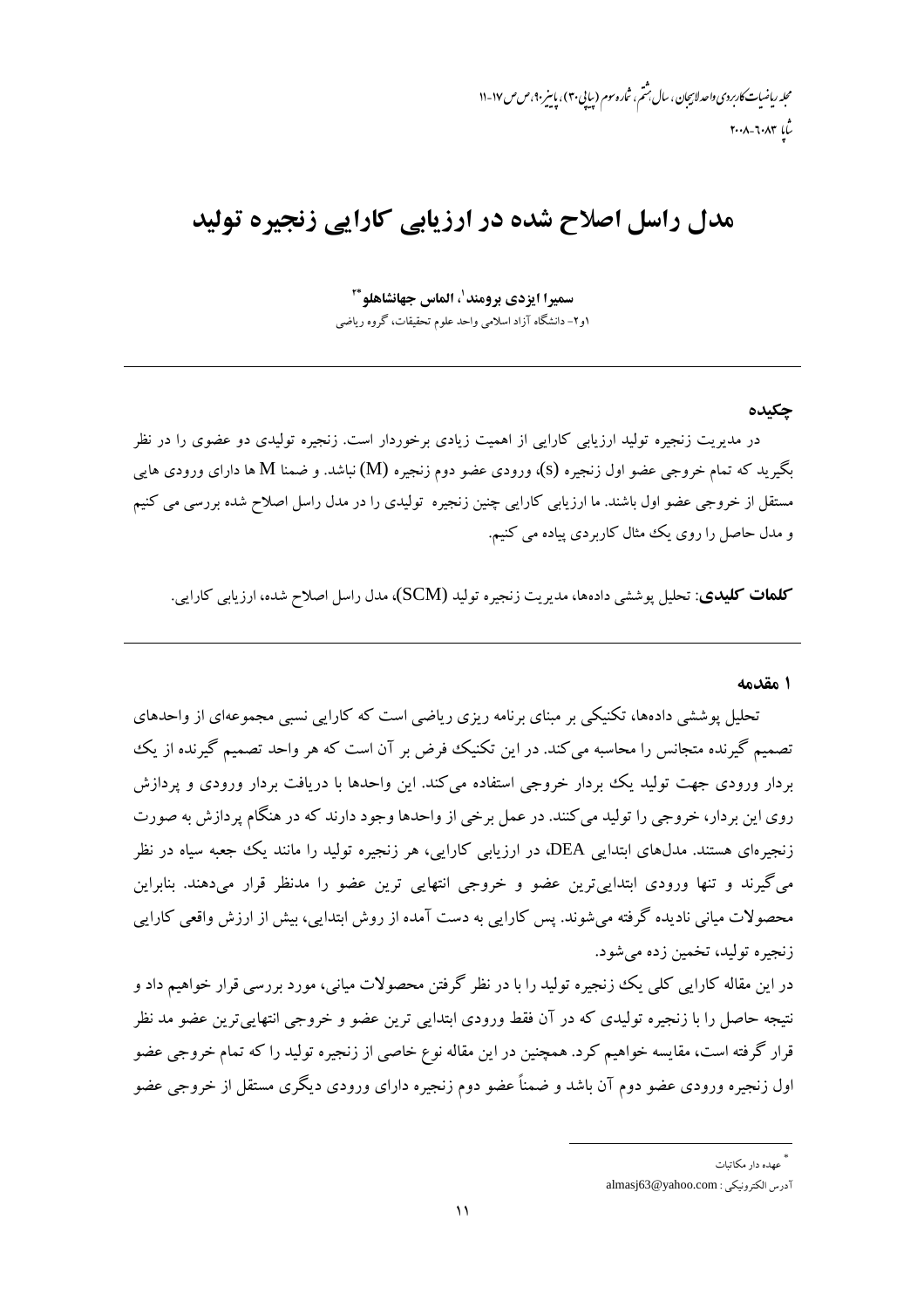# مدل راسل اصلاح شده در ارزیابی کارایی زنجیره تولید

**سمیرا ایزدی برومند**[1]**، الماس جهانشاهلو**[2*]

۱و۲- دانشگاه آزاد اسلامی واحد علوم تحقیقات، گروه ریاضی

## چکیده

در مدیریت زنجیره تولید ارزیابی کارایی از اهمیت زیادی برخوردار است. زنجیره تولیدی دو عضوی را در نظر بگیرید که تمام خروجی عضو اول زنجیره (S)، ورودی عضو دوم زنجیره (M) نباشد. و ضمنا M ها دارای ورودی هایی مستقل از خروجی عضو اول باشند. ما ارزیابی کارایی چنین زنجیره تولیدی را در مدل راسل اصلاح شده بررسی می کنیم و مدل حاصل را روی یک مثال کاربردی پیاده می کنیم.

**کلمات کلیدی**: تحلیل پوششی داده‌ها، مدیریت زنجیره تولید (SCM)، مدل راسل اصلاح شده، ارزیابی کارایی.

## ۱ مقدمه

تحلیل پوششی داده‌ها، تکنیکی بر مبنای برنامه ریزی ریاضی است که کارایی نسبی مجموعه‌ای از واحدهای تصمیم گیرنده متجانس را محاسبه می‌کند. در این تکنیک فرض بر آن است که هر واحد تصمیم گیرنده از یک بردار ورودی جهت تولید یک بردار خروجی استفاده می‌کند. این واحدها با دریافت بردار ورودی و پردازش روی این بردار، خروجی را تولید می‌کنند. در عمل برخی از واحدها وجود دارند که در هنگام پردازش به صورت زنجیره‌ای هستند. مدل‌های ابتدایی DEA، در ارزیابی کارایی، هر زنجیره تولید را مانند یک جعبه سیاه در نظر می‌گیرند و تنها ورودی ابتدایی‌ترین عضو و خروجی انتهایی ترین عضو را مدنظر قرار می‌دهند. بنابراین محصولات میانی نادیده گرفته می‌شوند. پس کارایی به دست آمده از روش ابتدایی، بیش از ارزش واقعی کارایی زنجیره تولید، تخمین زده می‌شود.

در این مقاله کارایی کلی یک زنجیره تولید را با در نظر گرفتن محصولات میانی، مورد بررسی قرار خواهیم داد و نتیجه حاصل را با زنجیره تولیدی که در آن فقط ورودی ابتدایی ترین عضو و خروجی انتهایی‌ترین عضو مد نظر قرار گرفته است، مقایسه خواهیم کرد. همچنین در این مقاله نوع خاصی از زنجیره تولید را که تمام خروجی عضو اول زنجیره ورودی عضو دوم آن باشد و ضمناً عضو دوم زنجیره دارای ورودی دیگری مستقل از خروجی عضو

---

[*] عهده دار مکاتبات

آدرس الکترونیکی: almasj63@yahoo.com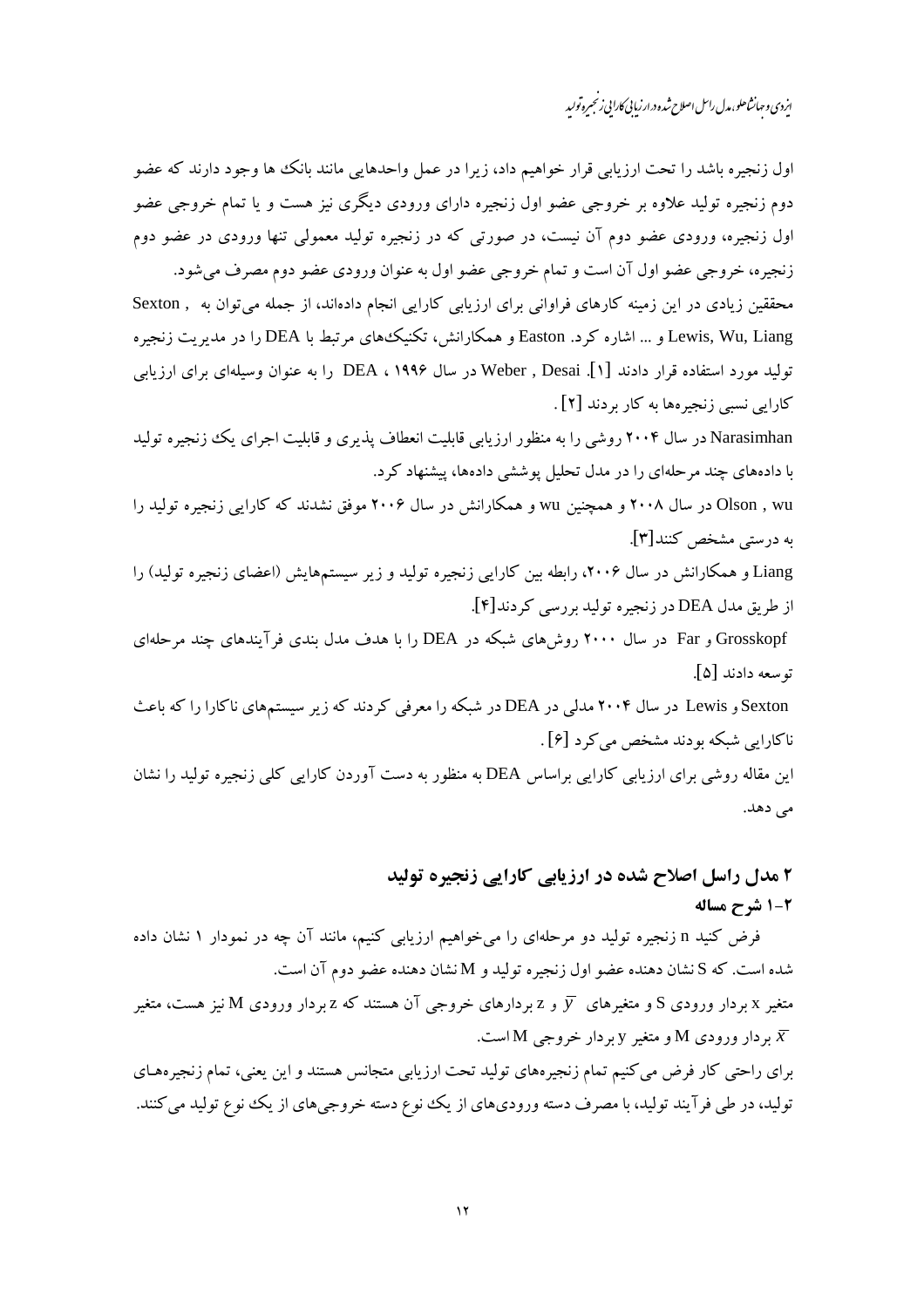اول زنجیره باشد را تحت ارزیابی قرار خواهیم داد، زیرا در عمل واحدهایی مانند بانک ها وجود دارند که عضو دوم زنجیره تولید علاوه بر خروجی عضو اول زنجیره دارای ورودی دیگری نیز هست و یا تمام خروجی عضو اول زنجیره، ورودی عضو دوم آن نیست، در صورتی که در زنجیره تولید معمولی تنها ورودی در عضو دوم زنجیره، خروجی عضو اول آن است و تمام خروجی عضو اول به عنوان ورودی عضو دوم مصرف می‌شود.

محققین زیادی در این زمینه کارهای فراوانی برای ارزیابی کارایی انجام داده‌اند، از جمله می‌توان به , Sexton Lewis, Wu, Liang و ... اشاره کرد. Easton و همکارانش، تکنیک‌های مرتبط با DEA را در مدیریت زنجیره تولید مورد استفاده قرار دادند [۱]. Weber , Desai در سال ۱۹۹۶ ، DEA را به عنوان وسیله‌ای برای ارزیابی کارایی نسبی زنجیره‌ها به کار بردند [۲] .

Narasimhan در سال ۲۰۰۴ روشی را به منظور ارزیابی قابلیت انعطاف پذیری و قابلیت اجرای یک زنجیره تولید با داده‌های چند مرحله‌ای را در مدل تحلیل پوششی داده‌ها، پیشنهاد کرد.

Olson , wu در سال ۲۰۰۸ و همچنین wu و همکارانش در سال ۲۰۰۶ موفق نشدند که کارایی زنجیره تولید را به درستی مشخص کنند[۳].

Liang و همکارانش در سال ۲۰۰۶، رابطه بین کارایی زنجیره تولید و زیر سیستم‌هایش (اعضای زنجیره تولید) را از طریق مدل DEA در زنجیره تولید بررسی کردند[۴].

Grosskopf و Far در سال ۲۰۰۰ روش‌های شبکه در DEA را با هدف مدل بندی فرآیندهای چند مرحله‌ای توسعه دادند [۵].

Sexton و Lewis در سال ۲۰۰۴ مدلی در DEA در شبکه را معرفی کردند که زیر سیستم‌های ناکارا را که باعث ناکارایی شبکه بودند مشخص می‌کرد [۶] .

این مقاله روشی برای ارزیابی کارایی براساس DEA به منظور به دست آوردن کارایی کلی زنجیره تولید را نشان می دهد.

## ۲ مدل راسل اصلاح شده در ارزیابی کارایی زنجیره تولید

### ۲-۱ شرح مساله

فرض کنید n زنجیره تولید دو مرحله‌ای را می‌خواهیم ارزیابی کنیم، مانند آن چه در نمودار ۱ نشان داده شده است. که S نشان دهنده عضو اول زنجیره تولید و M نشان دهنده عضو دوم آن است.

متغیر x بردار ورودی S و متغیرهای $\overline{y}$ و z بردارهای خروجی آن هستند که z بردار ورودی M نیز هست، متغیر $\overline{x}$ بردار ورودی M و متغیر y بردار خروجی M است.

برای راحتی کار فرض می‌کنیم تمام زنجیره‌های تولید تحت ارزیابی متجانس هستند و این یعنی، تمام زنجیره‌های تولید، در طی فرآیند تولید، با مصرف دسته ورودی‌های از یک نوع دسته خروجی‌های از یک نوع تولید می‌کنند.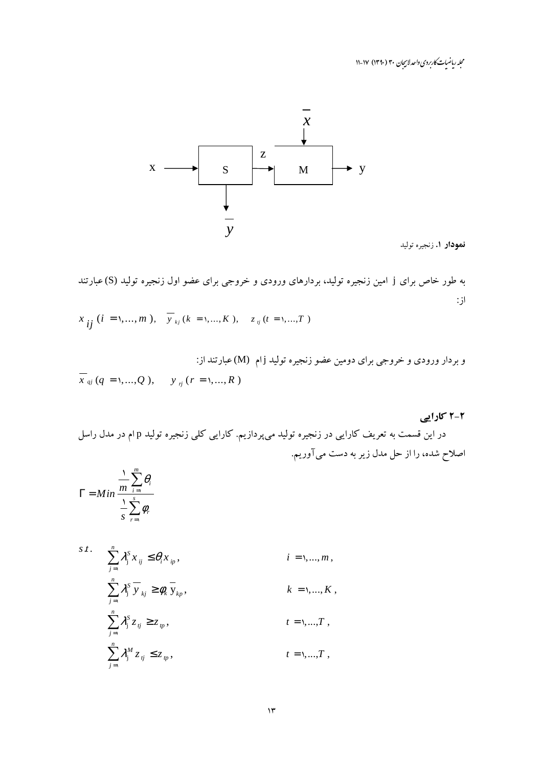**نمودار ۱.** زنجیره تولید

به طور خاص برای j امین زنجیره تولید، بردارهای ورودی و خروجی برای عضو اول زنجیره تولید (S) عبارتند از:

$$x_{ij}\ (i=1,\dots,m),\quad \overline{y}_{kj}\ (k=1,\dots,K),\quad z_{tj}\ (t=1,\dots,T)$$

و بردار ورودی و خروجی برای دومین عضو زنجیره تولید jام (M) عبارتند از:

$$\overline{x}_{qj}\ (q=1,\dots,Q),\qquad y_{rj}\ (r=1,\dots,R)$$

### ۲-۲ کارایی

در این قسمت به تعریف کارایی در زنجیره تولید می‌پردازیم. کارایی کلی زنجیره تولید p ام در مدل راسل اصلاح شده، را از حل مدل زیر به دست می‌آوریم.

$$\Gamma = Min \frac{\frac{1}{m}\sum_{i=1}^{m}\theta_i}{\frac{1}{s}\sum_{r=1}^{s}\phi_r}$$

$$
\begin{aligned}
s.t.\quad & \sum_{j=1}^{n}\lambda_j^S x_{ij} \le \theta_i x_{ip}, && i=1,\dots,m,\\
& \sum_{j=1}^{n}\lambda_j^S \overline{y}_{kj} \ge \phi_k \overline{y}_{kp}, && k=1,\dots,K,\\
& \sum_{j=1}^{n}\lambda_j^S z_{tj} \ge z_{tp}, && t=1,\dots,T,\\
& \sum_{j=1}^{n}\lambda_j^M z_{tj} \le z_{tp}, && t=1,\dots,T,
\end{aligned}
$$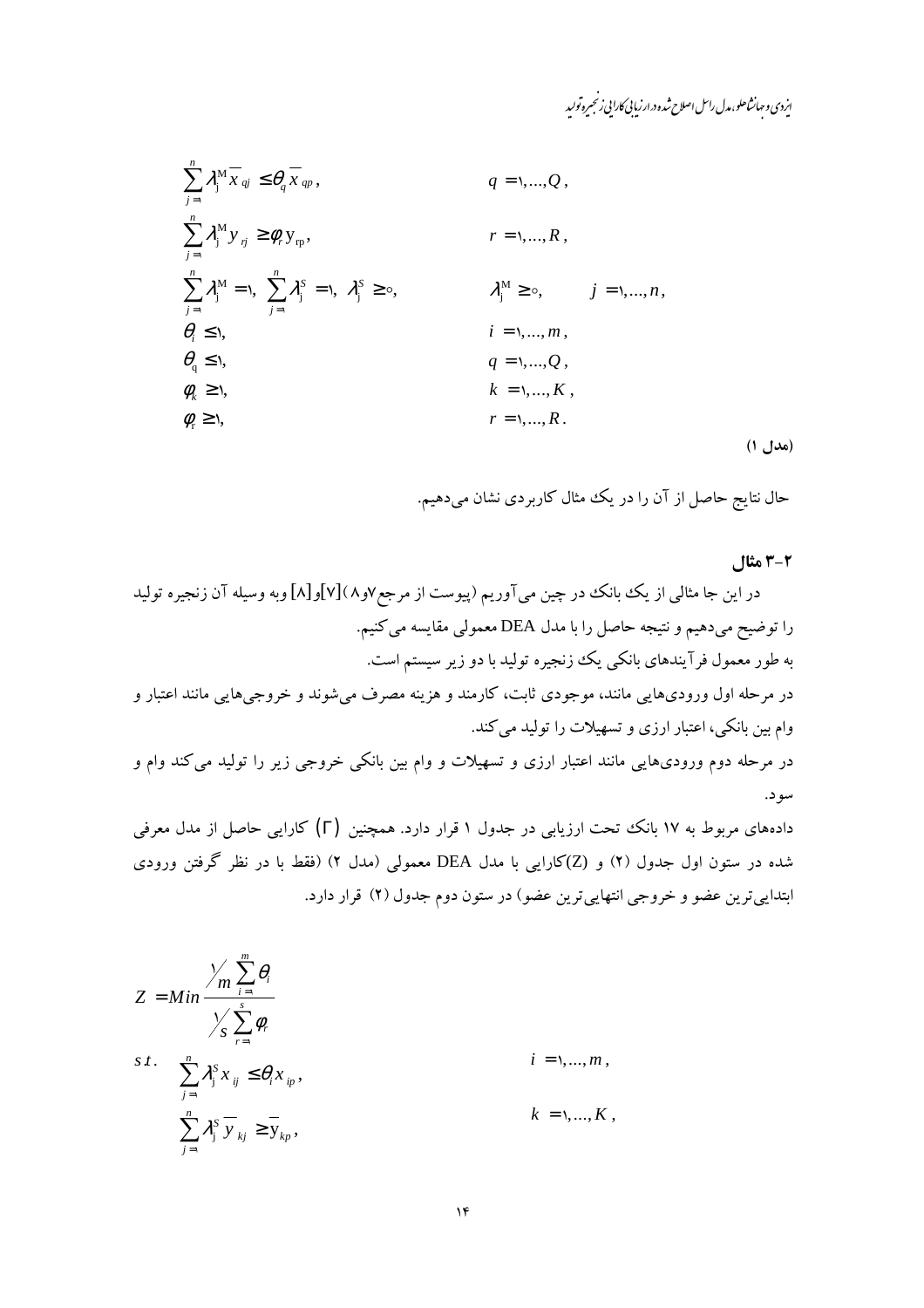$$
\begin{aligned}
&\sum_{j=1}^{n} \lambda_j^{M} \overline{x}_{qj} \leq \theta_q \overline{x}_{qp}, && q=1,\dots,Q,\\
&\sum_{j=1}^{n} \lambda_j^{M} y_{rj} \geq \varphi_r y_{rp}, && r=1,\dots,R,\\
&\sum_{j=1}^{n} \lambda_j^{M}=1,\ \sum_{j=1}^{n} \lambda_j^{S}=1,\ \lambda_j^{S}\geq 0, && \lambda_j^{M}\geq 0, \quad j=1,\dots,n,\\
&\theta_i \leq 1, && i=1,\dots,m,\\
&\theta_q \leq 1, && q=1,\dots,Q,\\
&\varphi_k \geq 1, && k=1,\dots,K,\\
&\varphi_r \geq 1, && r=1,\dots,R.
\end{aligned}
$$

(مدل ۱)

حال نتایج حاصل از آن را در یک مثال کاربردی نشان می‌دهیم.

### ۲-۳ مثال

در این جا مثالی از یک بانک در چین می‌آوریم (پیوست از مرجع۷و۸)[۷]و[۸] وبه وسیله آن زنجیره تولید را توضیح می‌دهیم و نتیجه حاصل را با مدل DEA معمولی مقایسه می‌کنیم.

به طور معمول فرآیندهای بانکی یک زنجیره تولید با دو زیر سیستم است.

در مرحله اول ورودی‌هایی مانند، موجودی ثابت، کارمند و هزینه مصرف می‌شوند و خروجی‌هایی مانند اعتبار و وام بین بانکی، اعتبار ارزی و تسهیلات را تولید می‌کند.

در مرحله دوم ورودی‌هایی مانند اعتبار ارزی و تسهیلات و وام بین بانکی خروجی زیر را تولید می‌کند وام و سود.

داده‌های مربوط به ۱۷ بانک تحت ارزیابی در جدول ۱ قرار دارد. همچنین ($\Gamma$) کارایی حاصل از مدل معرفی شده در ستون اول جدول (۲) و (Z)کارایی با مدل DEA معمولی (مدل ۲) (فقط با در نظر گرفتن ورودی ابتدایی‌ترین عضو و خروجی انتهایی‌ترین عضو) در ستون دوم جدول (۲) قرار دارد.

$$
\begin{aligned}
Z = Min\ & \frac{\frac{1}{m}\sum_{i=1}^{m}\theta_i}{\frac{1}{s}\sum_{r=1}^{s}\varphi_r}\\
s.t.\quad & \sum_{j=1}^{n} \lambda_j^{S} x_{ij} \leq \theta_i x_{ip}, && i=1,\dots,m,\\
& \sum_{j=1}^{n} \lambda_j^{S} \overline{y}_{kj} \geq \overline{y}_{kp}, && k=1,\dots,K,
\end{aligned}
$$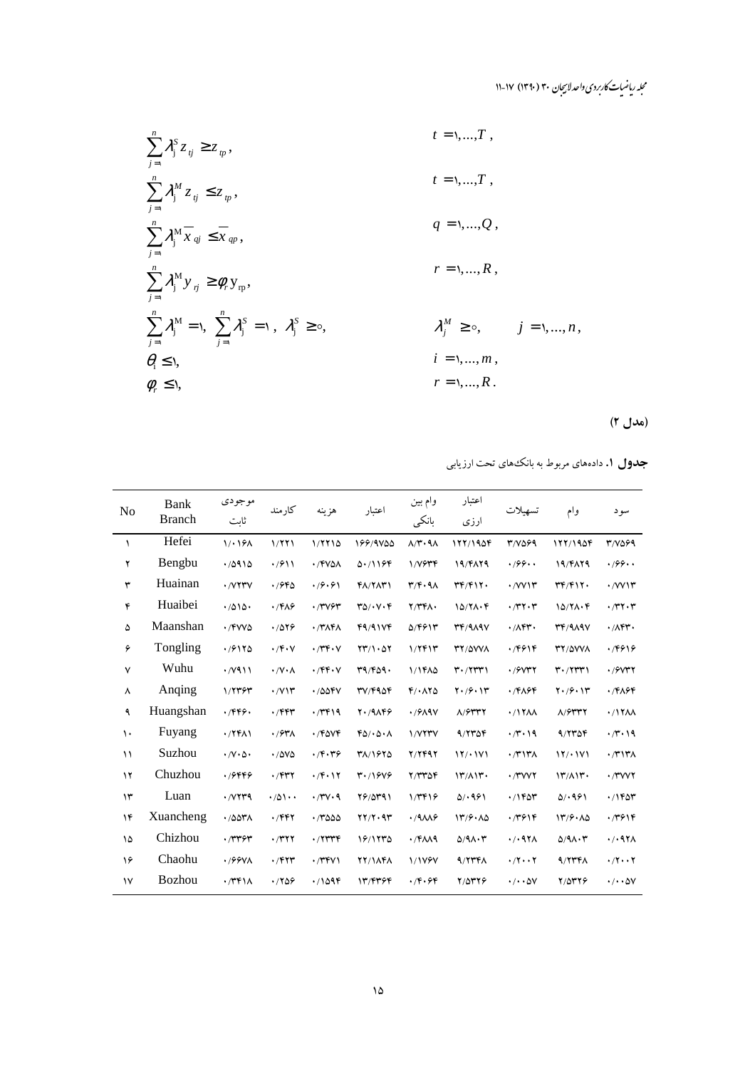$$
\begin{aligned}
&\sum_{j=1}^{n} \lambda_j^S z_{tj} \geq z_{tp}, && t = 1,\dots,T, \\
&\sum_{j=1}^{n} \lambda_j^M z_{tj} \leq z_{tp}, && t = 1,\dots,T, \\
&\sum_{j=1}^{n} \lambda_j^M \overline{x}_{qj} \leq \overline{x}_{qp}, && q = 1,\dots,Q, \\
&\sum_{j=1}^{n} \lambda_j^M y_{rj} \geq \phi_r y_{rp}, && r = 1,\dots,R, \\
&\sum_{j=1}^{n} \lambda_j^M = 1,\ \sum_{j=1}^{n} \lambda_j^S = 1,\ \lambda_j^S \geq 0, && \lambda_j^M \geq 0, \qquad j = 1,\dots,n, \\
&\theta_i \leq 1, && i = 1,\dots,m, \\
&\phi_r \leq 1, && r = 1,\dots,R.
\end{aligned}
$$

**(مدل ۲)**

**جدول ۱.** داده‌های مربوط به بانک‌های تحت ارزیابی

| No | Bank Branch | موجودی ثابت | کارمند | هزینه | اعتبار | وام بین بانکی | اعتبار ارزی | تسهیلات | وام | سود |
|---|---|---|---|---|---|---|---|---|---|---|
| ۱ | Hefei | ۱/۰۱۶۸ | ۱/۲۲۱ | ۱/۲۲۱۵ | ۱۶۶/۹۷۵۵ | ۸/۳۰۹۸ | ۱۲۲/۱۹۵۴ | ۳/۷۵۶۹ | ۱۲۲/۱۹۵۴ | ۳/۷۵۶۹ |
| ۲ | Bengbu | ۰/۵۹۱۵ | ۰/۶۱۱ | ۰/۴۷۵۸ | ۵۰/۱۱۶۴ | ۱/۷۶۳۴ | ۱۹/۴۸۲۹ | ۰/۶۶۰۰ | ۱۹/۴۸۲۹ | ۰/۶۶۰۰ |
| ۳ | Huainan | ۰/۷۲۳۷ | ۰/۶۴۵ | ۰/۶۰۶۱ | ۴۸/۲۸۳۱ | ۳/۴۰۹۸ | ۳۴/۴۱۲۰ | ۰/۷۷۱۳ | ۳۴/۴۱۲۰ | ۰/۷۷۱۳ |
| ۴ | Huaibei | ۰/۵۱۵۰ | ۰/۴۸۶ | ۰/۳۷۶۳ | ۳۵/۰۷۰۴ | ۲/۳۴۸۰ | ۱۵/۲۸۰۴ | ۰/۳۲۰۳ | ۱۵/۲۸۰۴ | ۰/۳۲۰۳ |
| ۵ | Maanshan | ۰/۴۷۷۵ | ۰/۵۲۶ | ۰/۳۸۴۸ | ۴۹/۹۱۷۴ | ۵/۴۶۱۳ | ۳۴/۹۸۹۷ | ۰/۸۴۳۰ | ۳۴/۹۸۹۷ | ۰/۸۴۳۰ |
| ۶ | Tongling | ۰/۶۱۲۵ | ۰/۴۰۷ | ۰/۳۴۰۷ | ۲۳/۱۰۵۲ | ۱/۲۴۱۳ | ۳۲/۵۷۷۸ | ۰/۴۶۱۴ | ۳۲/۵۷۷۸ | ۰/۴۶۱۶ |
| ۷ | Wuhu | ۰/۷۹۱۱ | ۰/۷۰۸ | ۰/۴۴۰۷ | ۳۹/۴۵۹۰ | ۱/۱۴۸۵ | ۳۰/۲۳۳۱ | ۰/۶۷۳۲ | ۳۰/۲۳۳۱ | ۰/۶۷۳۲ |
| ۸ | Anqing | ۱/۲۳۶۳ | ۰/۷۱۳ | ۰/۵۵۴۷ | ۳۷/۴۹۵۴ | ۴/۰۸۲۵ | ۲۰/۶۰۱۳ | ۰/۴۸۶۴ | ۲۰/۶۰۱۳ | ۰/۴۸۶۴ |
| ۹ | Huangshan | ۰/۴۴۶۰ | ۰/۴۴۳ | ۰/۳۴۱۹ | ۲۰/۹۸۴۶ | ۰/۶۸۹۷ | ۸/۶۳۳۲ | ۰/۱۲۸۸ | ۸/۶۳۳۲ | ۰/۱۲۸۸ |
| ۱۰ | Fuyang | ۰/۲۴۸۱ | ۰/۶۳۸ | ۰/۴۵۷۴ | ۴۵/۰۵۰۸ | ۱/۷۲۳۷ | ۹/۲۳۵۴ | ۰/۳۰۱۹ | ۹/۲۳۵۴ | ۰/۳۰۱۹ |
| ۱۱ | Suzhou | ۰/۷۰۵۰ | ۰/۵۷۵ | ۰/۴۰۳۶ | ۳۸/۱۶۲۵ | ۲/۲۴۹۲ | ۱۲/۰۱۷۱ | ۰/۳۱۳۸ | ۱۲/۰۱۷۱ | ۰/۳۱۳۸ |
| ۱۲ | Chuzhou | ۰/۶۴۴۶ | ۰/۴۳۲ | ۰/۴۰۱۲ | ۳۰/۱۶۷۶ | ۲/۳۳۵۴ | ۱۳/۸۱۳۰ | ۰/۳۷۷۲ | ۱۳/۸۱۳۰ | ۰/۳۷۷۲ |
| ۱۳ | Luan | ۰/۷۲۳۹ | ۰/۵۱۰۰ | ۰/۳۷۰۹ | ۲۶/۵۳۹۱ | ۱/۳۴۱۶ | ۵/۰۹۶۱ | ۰/۱۴۵۳ | ۵/۰۹۶۱ | ۰/۱۴۵۳ |
| ۱۴ | Xuancheng | ۰/۵۵۳۸ | ۰/۴۴۲ | ۰/۳۵۵۵ | ۲۲/۲۰۹۳ | ۰/۹۸۸۶ | ۱۳/۶۰۸۵ | ۰/۳۶۱۴ | ۱۳/۶۰۸۵ | ۰/۳۶۱۴ |
| ۱۵ | Chizhou | ۰/۳۳۶۳ | ۰/۳۲۲ | ۰/۲۳۳۴ | ۱۶/۱۲۳۵ | ۰/۴۸۸۹ | ۵/۹۸۰۳ | ۰/۰۹۲۸ | ۵/۹۸۰۳ | ۰/۰۹۲۸ |
| ۱۶ | Chaohu | ۰/۶۶۷۸ | ۰/۴۲۳ | ۰/۳۴۷۱ | ۲۲/۱۸۴۸ | ۱/۱۷۶۷ | ۹/۲۳۴۸ | ۰/۲۰۰۲ | ۹/۲۳۴۸ | ۰/۲۰۰۲ |
| ۱۷ | Bozhou | ۰/۳۴۱۸ | ۰/۲۵۶ | ۰/۱۵۹۴ | ۱۳/۴۳۶۴ | ۰/۴۰۶۴ | ۲/۵۳۲۶ | ۰/۰۰۵۷ | ۲/۵۳۲۶ | ۰/۰۰۵۷ |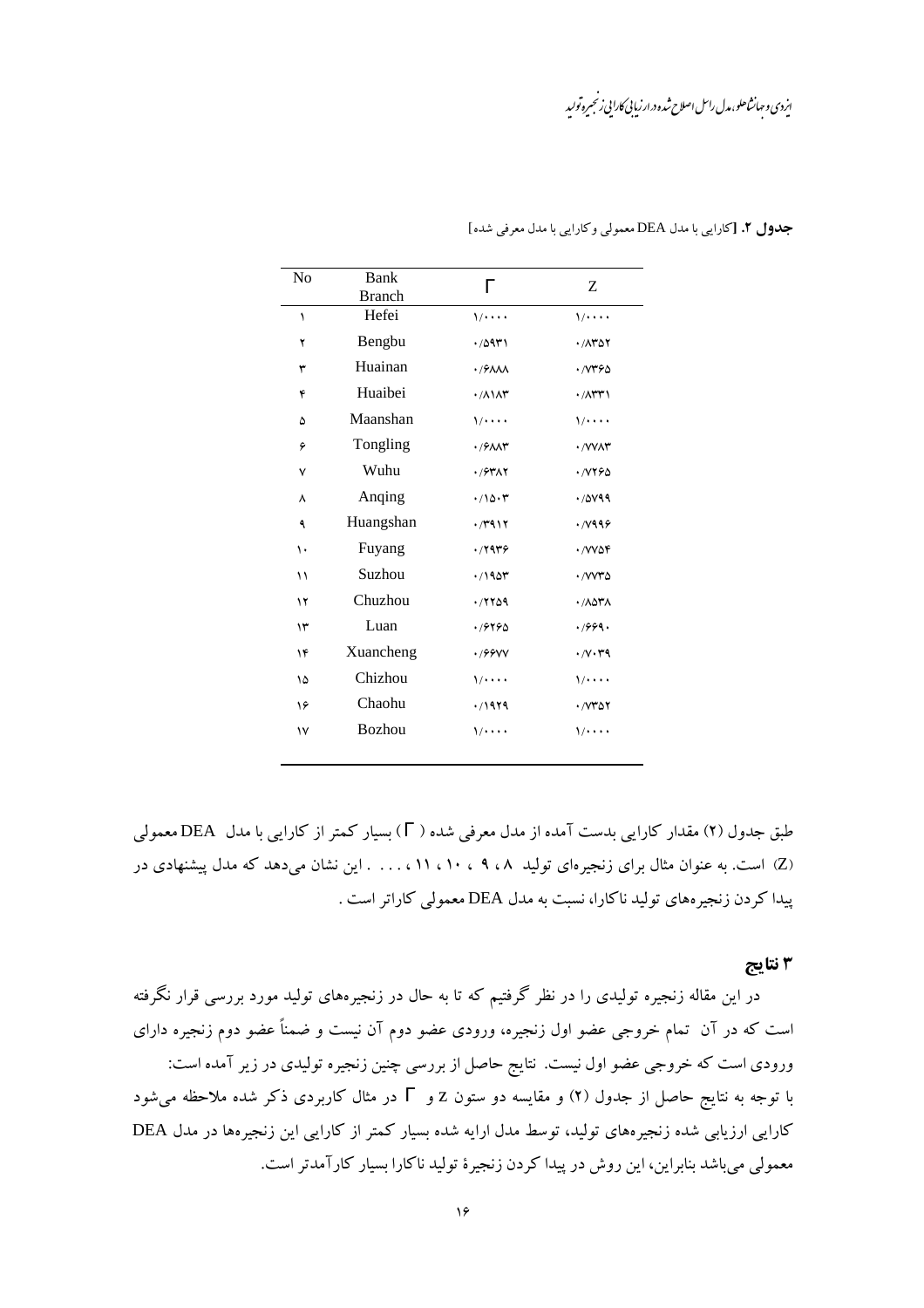**جدول ۲.** [کارایی با مدل DEA معمولی و کارایی با مدل معرفی شده]

| No | Bank Branch | Γ | Z |
|---|---|---|---|
| ۱ | Hefei | ۱/۰۰۰۰ | ۱/۰۰۰۰ |
| ۲ | Bengbu | ۰/۵۹۳۱ | ۰/۸۳۵۲ |
| ۳ | Huainan | ۰/۶۸۸۸ | ۰/۷۳۶۵ |
| ۴ | Huaibei | ۰/۸۱۸۳ | ۰/۸۳۳۱ |
| ۵ | Maanshan | ۱/۰۰۰۰ | ۱/۰۰۰۰ |
| ۶ | Tongling | ۰/۶۸۸۳ | ۰/۷۷۸۳ |
| ۷ | Wuhu | ۰/۶۳۸۲ | ۰/۷۲۶۵ |
| ۸ | Anqing | ۰/۱۵۰۳ | ۰/۵۷۹۹ |
| ۹ | Huangshan | ۰/۳۹۱۲ | ۰/۷۹۹۶ |
| ۱۰ | Fuyang | ۰/۲۹۳۶ | ۰/۷۷۵۴ |
| ۱۱ | Suzhou | ۰/۱۹۵۳ | ۰/۷۷۳۵ |
| ۱۲ | Chuzhou | ۰/۲۲۵۹ | ۰/۸۵۳۸ |
| ۱۳ | Luan | ۰/۶۲۶۵ | ۰/۶۶۹۰ |
| ۱۴ | Xuancheng | ۰/۶۶۷۷ | ۰/۷۰۳۹ |
| ۱۵ | Chizhou | ۱/۰۰۰۰ | ۱/۰۰۰۰ |
| ۱۶ | Chaohu | ۰/۱۹۲۹ | ۰/۷۳۵۲ |
| ۱۷ | Bozhou | ۱/۰۰۰۰ | ۱/۰۰۰۰ |

طبق جدول (۲) مقدار کارایی بدست آمده از مدل معرفی شده ( Γ ) بسیار کمتر از کارایی با مدل DEA معمولی (Z) است. به عنوان مثال برای زنجیره‌ای تولید ۸ ، ۹ ، ۱۰ ، ۱۱ ، . . . . این نشان می‌دهد که مدل پیشنهادی در پیدا کردن زنجیره‌های تولید ناکارا، نسبت به مدل DEA معمولی کاراتر است .

## ۳ نتایج

در این مقاله زنجیره تولیدی را در نظر گرفتیم که تا به حال در زنجیره‌های تولید مورد بررسی قرار نگرفته است که در آن تمام خروجی عضو اول زنجیره، ورودی عضو دوم آن نیست و ضمناً عضو دوم زنجیره دارای ورودی است که خروجی عضو اول نیست. نتایج حاصل از بررسی چنین زنجیره تولیدی در زیر آمده است:
با توجه به نتایج حاصل از جدول (۲) و مقایسه دو ستون Z و Γ در مثال کاربردی ذکر شده ملاحظه می‌شود کارایی ارزیابی شده زنجیره‌های تولید، توسط مدل ارایه شده بسیار کمتر از کارایی این زنجیره‌ها در مدل DEA معمولی می‌باشد بنابراین، این روش در پیدا کردن زنجیرهٔ تولید ناکارا بسیار کارآمدتر است.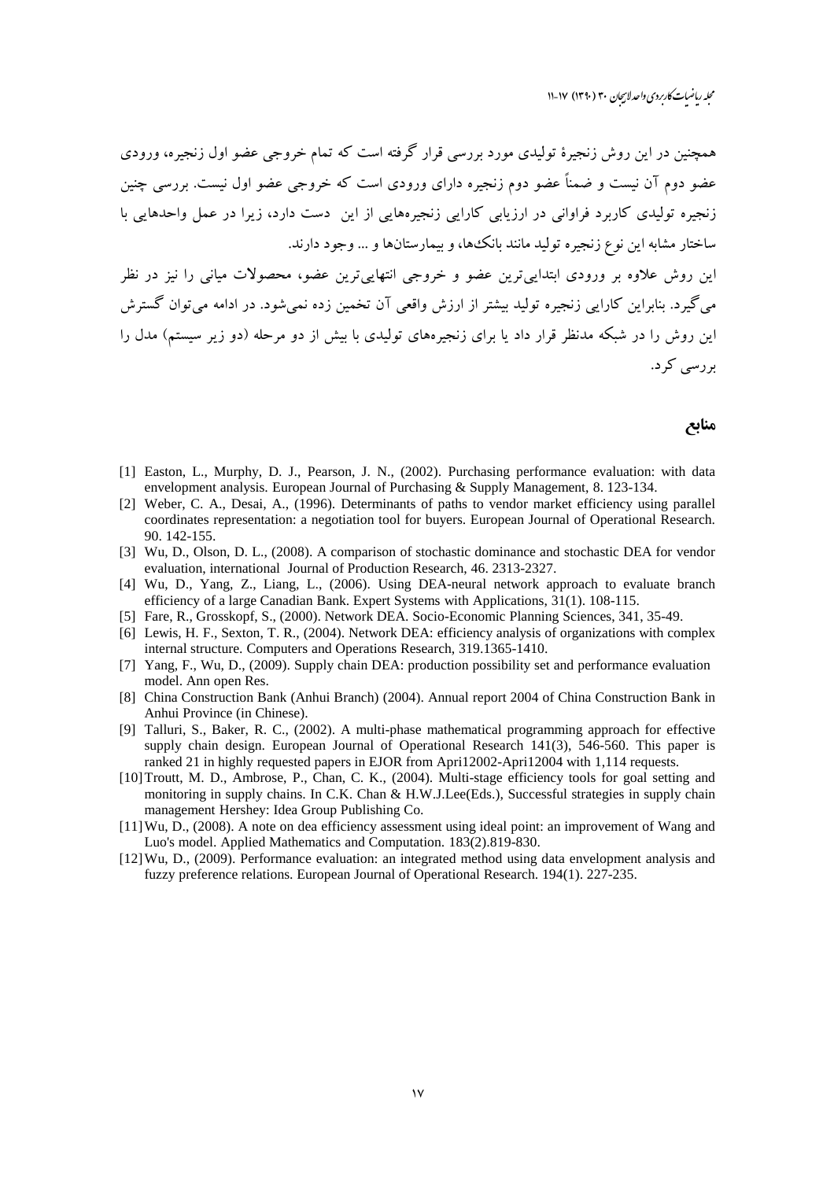همچنین در این روش زنجیرهٔ تولیدی مورد بررسی قرار گرفته است که تمام خروجی عضو اول زنجیره، ورودی عضو دوم آن نیست و ضمناً عضو دوم زنجیره دارای ورودی است که خروجی عضو اول نیست. بررسی چنین زنجیره تولیدی کاربرد فراوانی در ارزیابی کارایی زنجیره‌هایی از این دست دارد، زیرا در عمل واحدهایی با ساختار مشابه این نوع زنجیره تولید مانند بانک‌ها، و بیمارستان‌ها و ... وجود دارند.

این روش علاوه بر ورودی ابتدایی‌ترین عضو و خروجی انتهایی‌ترین عضو، محصولات میانی را نیز در نظر می‌گیرد. بنابراین کارایی زنجیره تولید بیشتر از ارزش واقعی آن تخمین زده نمی‌شود. در ادامه می‌توان گسترش این روش را در شبکه مدنظر قرار داد یا برای زنجیره‌های تولیدی با بیش از دو مرحله (دو زیر سیستم) مدل را بررسی کرد.

## منابع

[1] Easton, L., Murphy, D. J., Pearson, J. N., (2002). Purchasing performance evaluation: with data envelopment analysis. European Journal of Purchasing & Supply Management, 8. 123-134.

[2] Weber, C. A., Desai, A., (1996). Determinants of paths to vendor market efficiency using parallel coordinates representation: a negotiation tool for buyers. European Journal of Operational Research. 90. 142-155.

[3] Wu, D., Olson, D. L., (2008). A comparison of stochastic dominance and stochastic DEA for vendor evaluation, international Journal of Production Research, 46. 2313-2327.

[4] Wu, D., Yang, Z., Liang, L., (2006). Using DEA-neural network approach to evaluate branch efficiency of a large Canadian Bank. Expert Systems with Applications, 31(1). 108-115.

[5] Fare, R., Grosskopf, S., (2000). Network DEA. Socio-Economic Planning Sciences, 341, 35-49.

[6] Lewis, H. F., Sexton, T. R., (2004). Network DEA: efficiency analysis of organizations with complex internal structure. Computers and Operations Research, 319.1365-1410.

[7] Yang, F., Wu, D., (2009). Supply chain DEA: production possibility set and performance evaluation model. Ann open Res.

[8] China Construction Bank (Anhui Branch) (2004). Annual report 2004 of China Construction Bank in Anhui Province (in Chinese).

[9] Talluri, S., Baker, R. C., (2002). A multi-phase mathematical programming approach for effective supply chain design. European Journal of Operational Research 141(3), 546-560. This paper is ranked 21 in highly requested papers in EJOR from Apri12002-Apri12004 with 1,114 requests.

[10] Troutt, M. D., Ambrose, P., Chan, C. K., (2004). Multi-stage efficiency tools for goal setting and monitoring in supply chains. In C.K. Chan & H.W.J.Lee(Eds.), Successful strategies in supply chain management Hershey: Idea Group Publishing Co.

[11] Wu, D., (2008). A note on dea efficiency assessment using ideal point: an improvement of Wang and Luo's model. Applied Mathematics and Computation. 183(2).819-830.

[12] Wu, D., (2009). Performance evaluation: an integrated method using data envelopment analysis and fuzzy preference relations. European Journal of Operational Research. 194(1). 227-235.